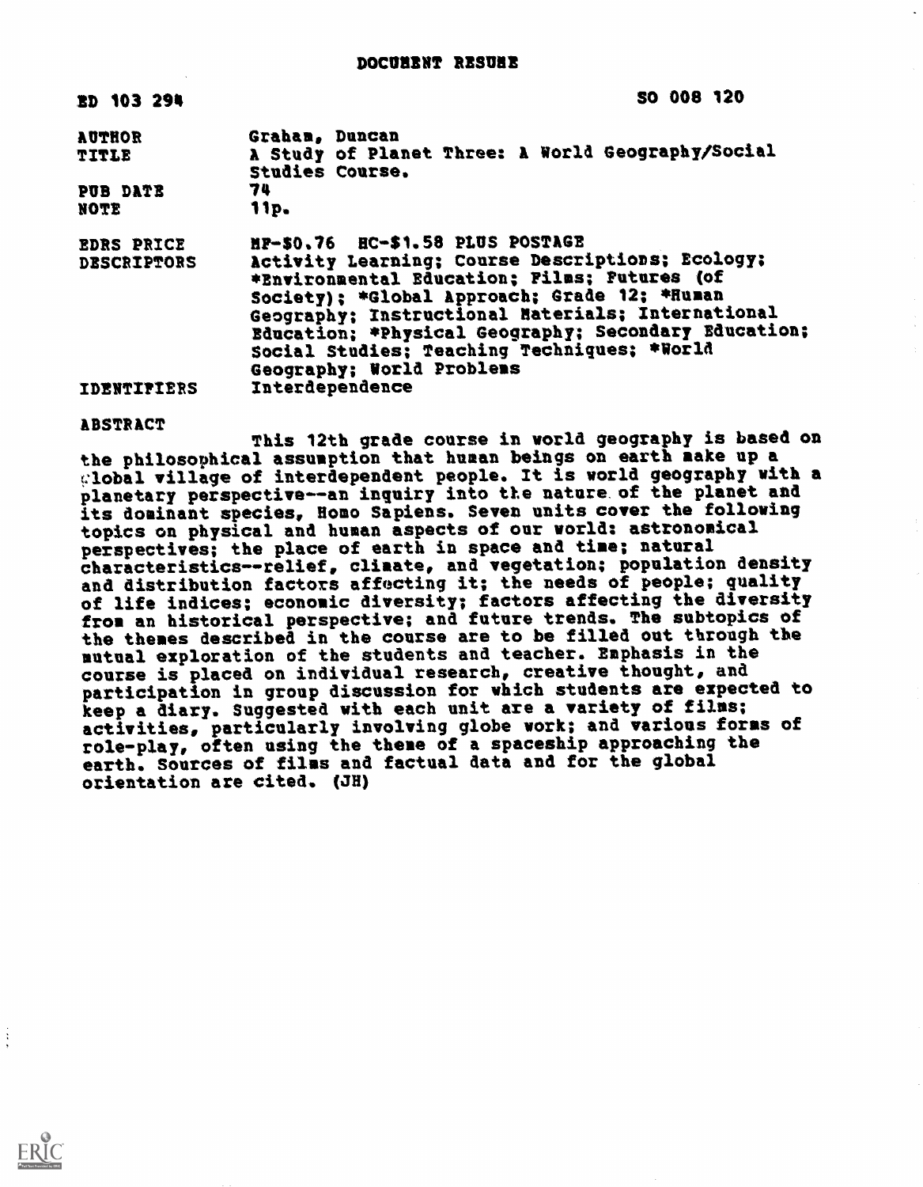# DOCUMENT RESUME

| | |
|---|---|
| ED 103 294 | SO 008 120 |
| AUTHOR | Graham, Duncan |
| TITLE | A Study of Planet Three: A World Geography/Social Studies Course. |
| PUB DATE | 74 |
| NOTE | 11p. |
| EDRS PRICE | MF-$0.76 HC-$1.58 PLUS POSTAGE |
| DESCRIPTORS | Activity Learning; Course Descriptions; Ecology; *Environmental Education; Films; Futures (of Society); *Global Approach; Grade 12; *Human Geography; Instructional Materials; International Education; *Physical Geography; Secondary Education; Social Studies; Teaching Techniques; *World Geography; World Problems |
| IDENTIFIERS | Interdependence |

## ABSTRACT

This 12th grade course in world geography is based on the philosophical assumption that human beings on earth make up a global village of interdependent people. It is world geography with a planetary perspective--an inquiry into the nature of the planet and its dominant species, Homo Sapiens. Seven units cover the following topics on physical and human aspects of our world: astronomical perspectives; the place of earth in space and time; natural characteristics--relief, climate, and vegetation; population density and distribution factors affecting it; the needs of people; quality of life indices; economic diversity; factors affecting the diversity from an historical perspective; and future trends. The subtopics of the themes described in the course are to be filled out through the mutual exploration of the students and teacher. Emphasis in the course is placed on individual research, creative thought, and participation in group discussion for which students are expected to keep a diary. Suggested with each unit are a variety of films; activities, particularly involving globe work; and various forms of role-play, often using the theme of a spaceship approaching the earth. Sources of films and factual data and for the global orientation are cited. (JH)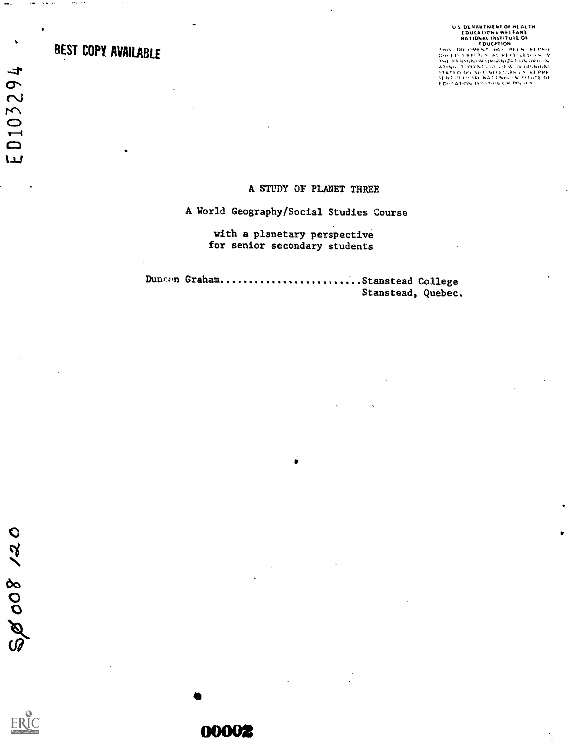BEST COPY AVAILABLE

U.S. DEPARTMENT OF HEALTH
EDUCATION & WELFARE
NATIONAL INSTITUTE OF
EDUCATION
THIS DOCUMENT HAS BEEN REPRODUCED EXACTLY AS RECEIVED FROM THE PERSON OR ORGANIZATION ORIGINATING IT. POINTS OF VIEW OR OPINIONS STATED DO NOT NECESSARILY REPRESENT OFFICIAL NATIONAL INSTITUTE OF EDUCATION POSITION OR POLICY

ED103294

# A STUDY OF PLANET THREE

## A World Geography/Social Studies Course

with a planetary perspective
for senior secondary students

Duncan Graham........................Stanstead College
Stanstead, Quebec.

SO 008 120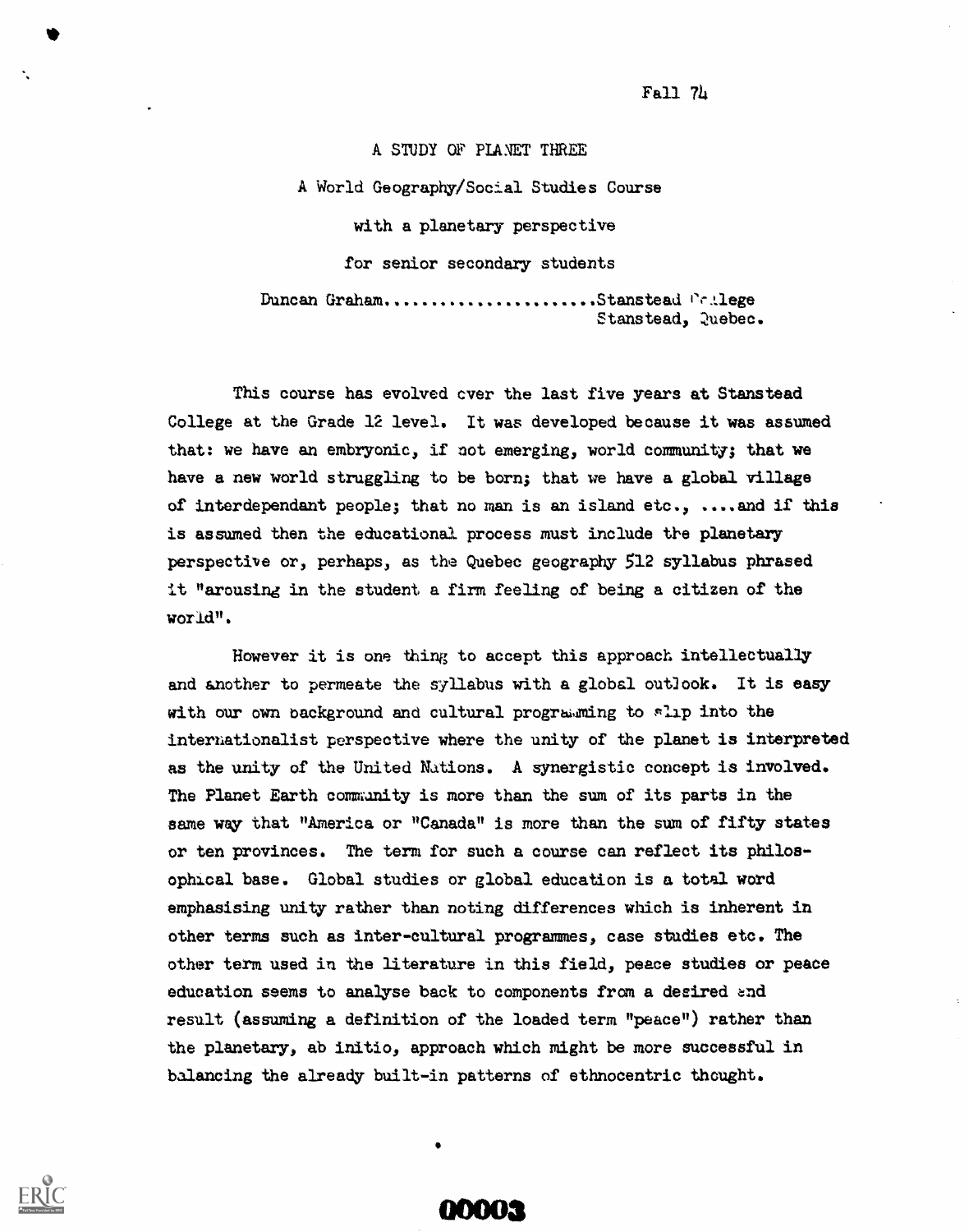Fall 74

# A STUDY OF PLANET THREE

A World Geography/Social Studies Course

with a planetary perspective

for senior secondary students

Duncan Graham......................Stanstead College
Stanstead, Quebec.

This course has evolved over the last five years at Stanstead College at the Grade 12 level. It was developed because it was assumed that: we have an embryonic, if not emerging, world community; that we have a new world struggling to be born; that we have a global village of interdependant people; that no man is an island etc., ....and if this is assumed then the educational process must include the planetary perspective or, perhaps, as the Quebec geography 512 syllabus phrased it "arousing in the student a firm feeling of being a citizen of the world".

However it is one thing to accept this approach intellectually and another to permeate the syllabus with a global outlook. It is easy with our own background and cultural programming to slip into the internationalist perspective where the unity of the planet is interpreted as the unity of the United Nations. A synergistic concept is involved. The Planet Earth community is more than the sum of its parts in the same way that "America or "Canada" is more than the sum of fifty states or ten provinces. The term for such a course can reflect its philosophical base. Global studies or global education is a total word emphasising unity rather than noting differences which is inherent in other terms such as inter-cultural programmes, case studies etc. The other term used in the literature in this field, peace studies or peace education seems to analyse back to components from a desired end result (assuming a definition of the loaded term "peace") rather than the planetary, ab initio, approach which might be more successful in balancing the already built-in patterns of ethnocentric thought.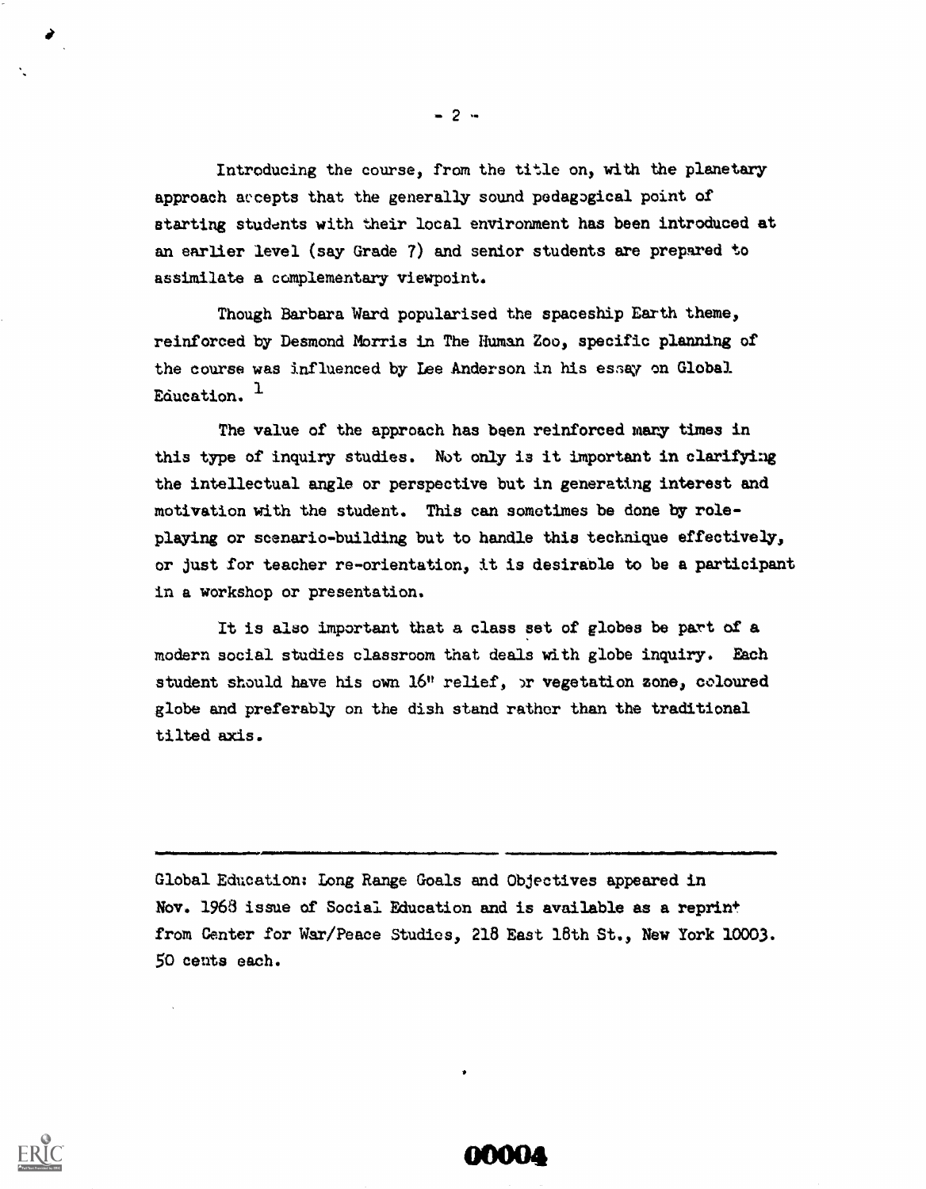Introducing the course, from the title on, with the planetary approach accepts that the generally sound pedagogical point of starting students with their local environment has been introduced at an earlier level (say Grade 7) and senior students are prepared to assimilate a complementary viewpoint.

Though Barbara Ward popularised the spaceship Earth theme, reinforced by Desmond Morris in The Human Zoo, specific planning of the course was influenced by Lee Anderson in his essay on Global Education. [1]

The value of the approach has been reinforced many times in this type of inquiry studies. Not only is it important in clarifying the intellectual angle or perspective but in generating interest and motivation with the student. This can sometimes be done by role-playing or scenario-building but to handle this technique effectively, or just for teacher re-orientation, it is desirable to be a participant in a workshop or presentation.

It is also important that a class set of globes be part of a modern social studies classroom that deals with globe inquiry. Each student should have his own 16" relief, or vegetation zone, coloured globe and preferably on the dish stand rather than the traditional tilted axis.

---

Global Education: Long Range Goals and Objectives appeared in Nov. 1968 issue of Social Education and is available as a reprint from Center for War/Peace Studies, 218 East 18th St., New York 10003. 50 cents each.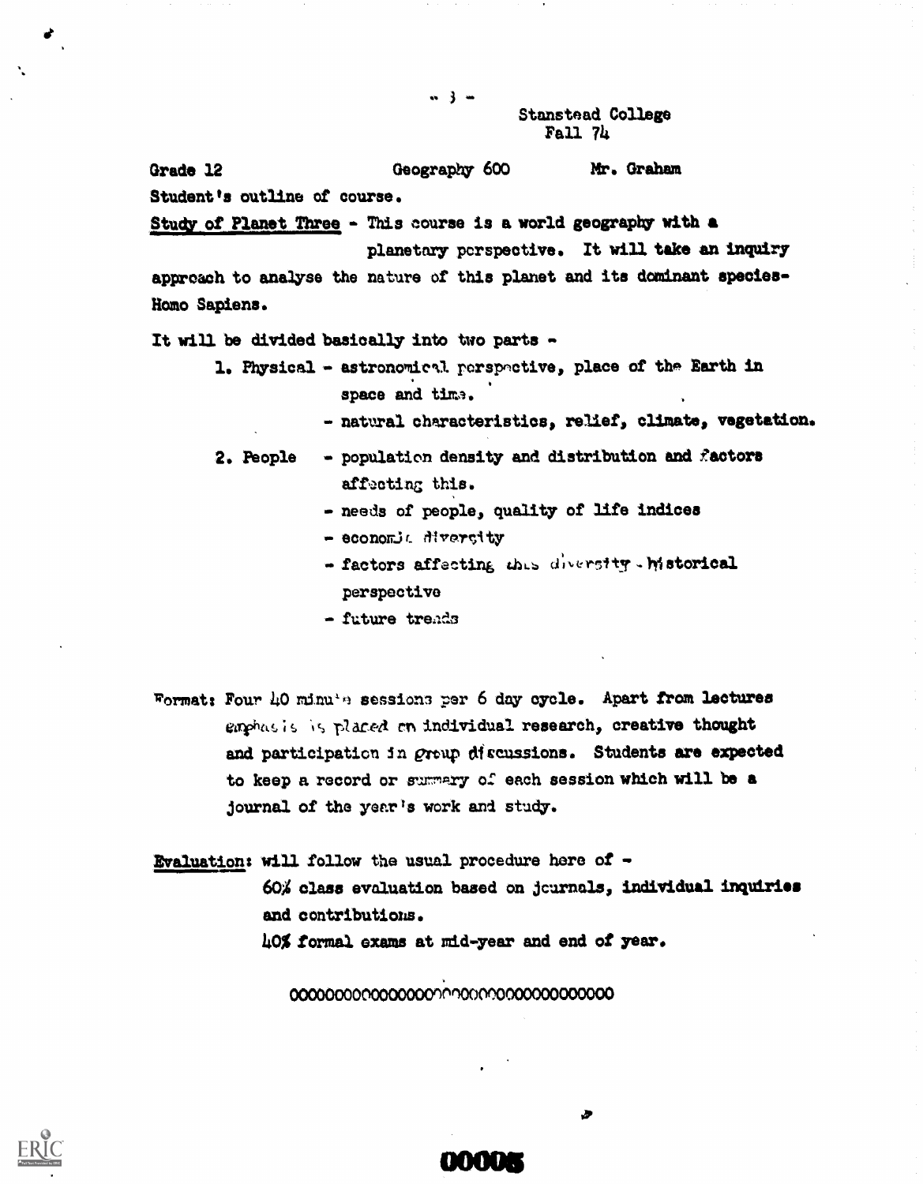Stanstead College
Fall 74

Grade 12 Geography 600 Mr. Graham

Student's outline of course.

Study of Planet Three - This course is a world geography with a planetary perspective. It will take an inquiry approach to analyse the nature of this planet and its dominant species- Homo Sapiens.

It will be divided basically into two parts -

1. Physical - astronomical perspective, place of the Earth in space and time.
   - natural characteristics, relief, climate, vegetation.
2. People - population density and distribution and factors affecting this.
   - needs of people, quality of life indices
   - economic diversity
   - factors affecting this diversity - historical perspective
   - future trends

Format: Four 40 minute sessions per 6 day cycle. Apart from lectures emphasis is placed on individual research, creative thought and participation in group discussions. Students are expected to keep a record or summary of each session which will be a journal of the year's work and study.

Evaluation: will follow the usual procedure here of -

60% class evaluation based on journals, individual inquiries and contributions.

40% formal exams at mid-year and end of year.

0000000000000000000000000000000000000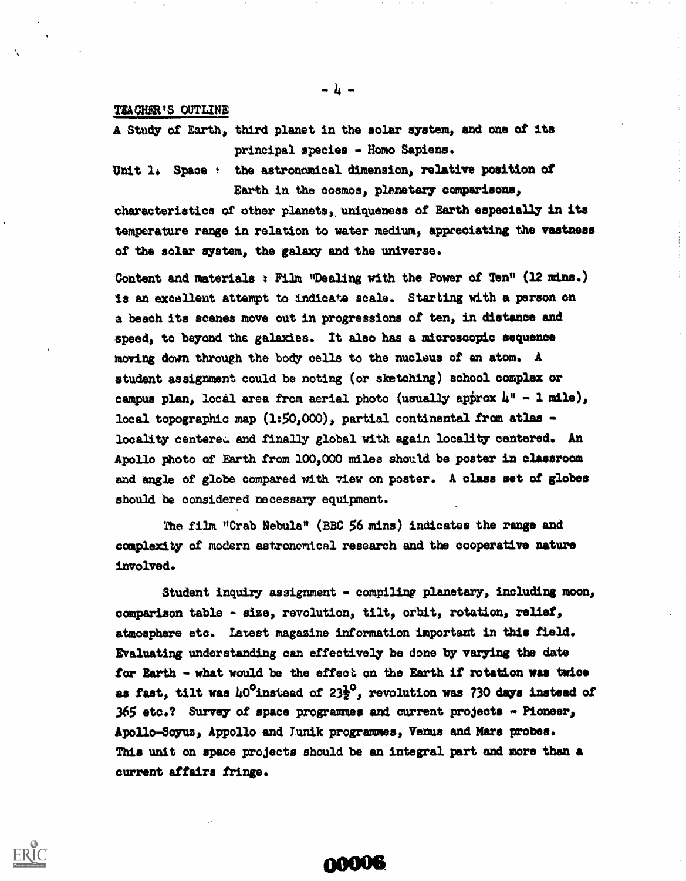TEACHER'S OUTLINE

A Study of Earth, third planet in the solar system, and one of its principal species - Homo Sapiens.

Unit 1. Space : the astronomical dimension, relative position of Earth in the cosmos, planetary comparisons, characteristics of other planets, uniqueness of Earth especially in its temperature range in relation to water medium, appreciating the vastness of the solar system, the galaxy and the universe.

Content and materials : Film "Dealing with the Power of Ten" (12 mins.) is an excellent attempt to indicate scale. Starting with a person on a beach its scenes move out in progressions of ten, in distance and speed, to beyond the galaxies. It also has a microscopic sequence moving down through the body cells to the nucleus of an atom. A student assignment could be noting (or sketching) school complex or campus plan, local area from aerial photo (usually approx 4" - 1 mile), local topographic map (1:50,000), partial continental from atlas - locality centered and finally global with again locality centered. An Apollo photo of Earth from 100,000 miles should be poster in classroom and angle of globe compared with view on poster. A class set of globes should be considered necessary equipment.

The film "Crab Nebula" (BBC 56 mins) indicates the range and complexity of modern astronomical research and the cooperative nature involved.

Student inquiry assignment - compiling planetary, including moon, comparison table - size, revolution, tilt, orbit, rotation, relief, atmosphere etc. Latest magazine information important in this field. Evaluating understanding can effectively be done by varying the date for Earth - what would be the effect on the Earth if rotation was twice as fast, tilt was $40^{\circ}$ instead of $23\frac{1}{2}^{\circ}$, revolution was 730 days instead of 365 etc.? Survey of space programmes and current projects - Pioneer, Apollo-Soyuz, Appollo and Lunik programmes, Venus and Mars probes. This unit on space projects should be an integral part and more than a current affairs fringe.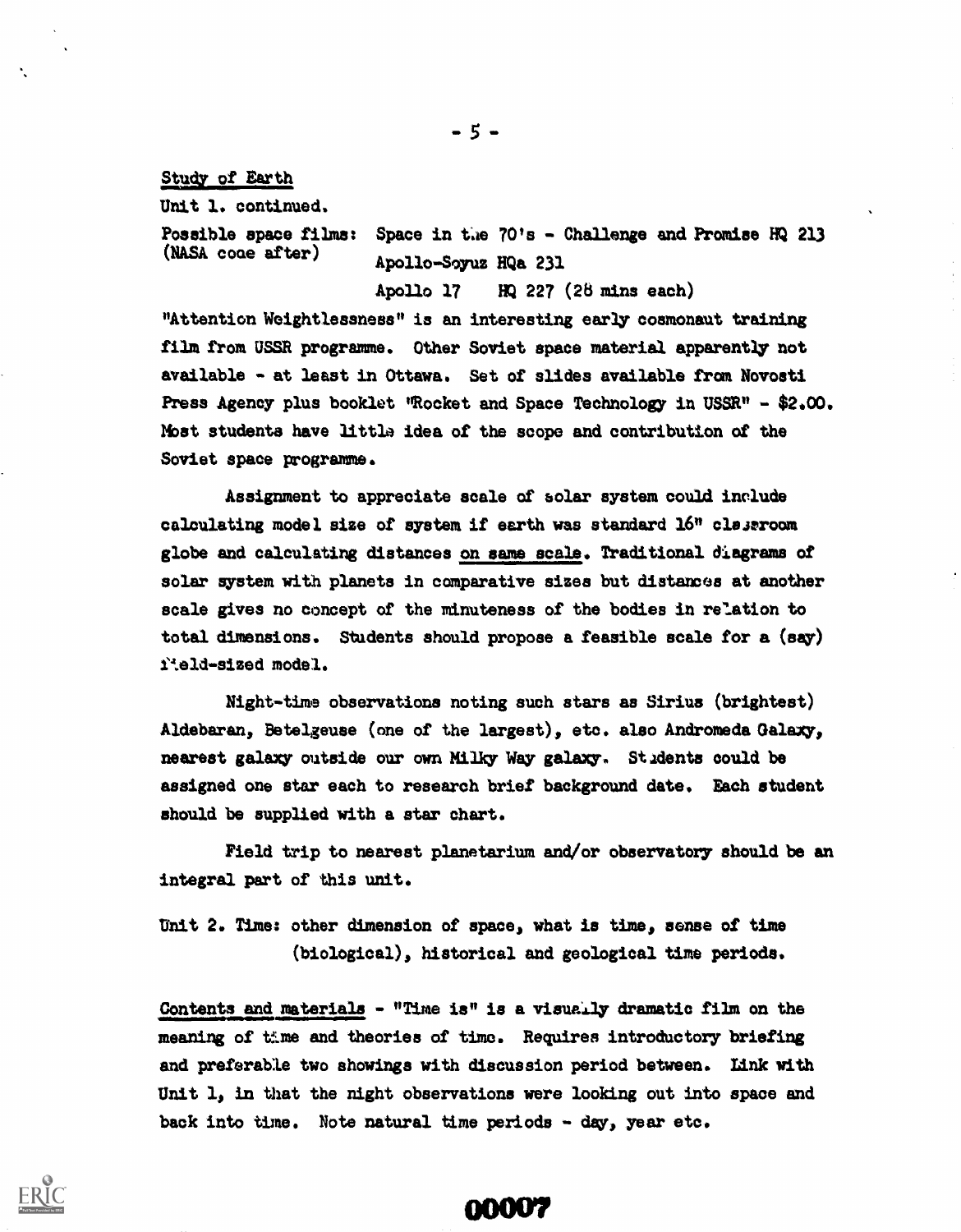Study of Earth

Unit 1. continued.

Possible space films: (NASA code after) Space in the 70's - Challenge and Promise HQ 213
Apollo-Soyuz HQa 231
Apollo 17 HQ 227 (28 mins each)

"Attention Weightlessness" is an interesting early cosmonaut training film from USSR programme. Other Soviet space material apparently not available - at least in Ottawa. Set of slides available from Novosti Press Agency plus booklet "Rocket and Space Technology in USSR" - $2.00. Most students have little idea of the scope and contribution of the Soviet space programme.

Assignment to appreciate scale of solar system could include calculating model size of system if earth was standard 16" classroom globe and calculating distances <u>on same scale</u>. Traditional diagrams of solar system with planets in comparative sizes but distances at another scale gives no concept of the minuteness of the bodies in relation to total dimensions. Students should propose a feasible scale for a (say) field-sized model.

Night-time observations noting such stars as Sirius (brightest) Aldebaran, Betelgeuse (one of the largest), etc. also Andromeda Galaxy, nearest galaxy outside our own Milky Way galaxy. Students could be assigned one star each to research brief background date. Each student should be supplied with a star chart.

Field trip to nearest planetarium and/or observatory should be an integral part of this unit.

Unit 2. Time: other dimension of space, what is time, sense of time (biological), historical and geological time periods.

<u>Contents and materials</u> - "Time is" is a visually dramatic film on the meaning of time and theories of time. Requires introductory briefing and preferable two showings with discussion period between. Link with Unit 1, in that the night observations were looking out into space and back into time. Note natural time periods - day, year etc.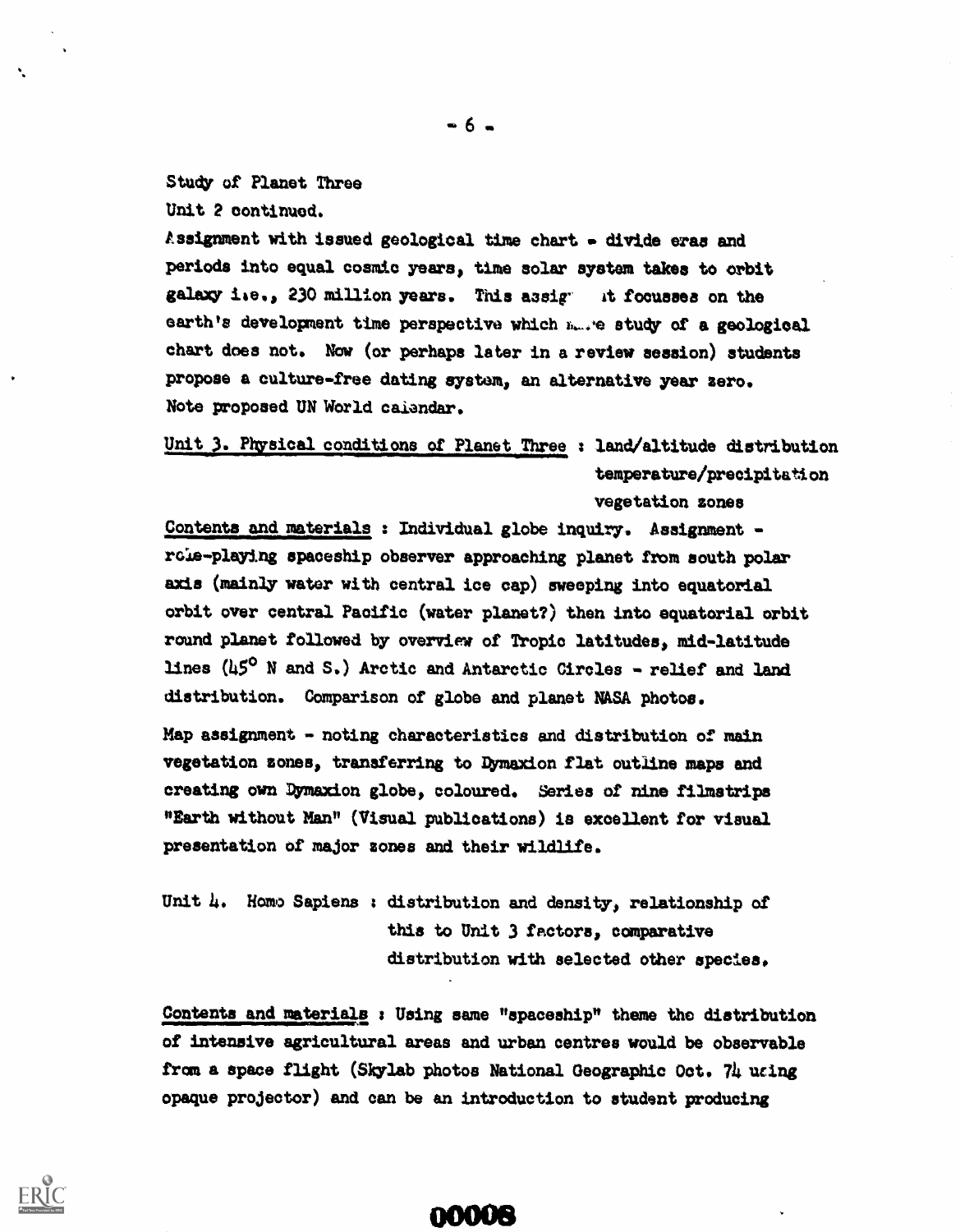Study of Planet Three

Unit 2 continued.

Assignment with issued geological time chart - divide eras and periods into equal cosmic years, time solar system takes to orbit galaxy i.e., 230 million years. This assig  it focusses on the earth's development time perspective which m...e study of a geological chart does not. Now (or perhaps later in a review session) students propose a culture-free dating system, an alternative year zero. Note proposed UN World calendar.

Unit 3. Physical conditions of Planet Three : land/altitude distribution
temperature/precipitation
vegetation zones

Contents and materials : Individual globe inquiry. Assignment - role-playing spaceship observer approaching planet from south polar axis (mainly water with central ice cap) sweeping into equatorial orbit over central Pacific (water planet?) then into equatorial orbit round planet followed by overview of Tropic latitudes, mid-latitude lines (45° N and S.) Arctic and Antarctic Circles - relief and land distribution. Comparison of globe and planet NASA photos.

Map assignment - noting characteristics and distribution of main vegetation zones, transferring to Dymaxion flat outline maps and creating own Dymaxion globe, coloured. Series of nine filmstrips "Earth without Man" (Visual publications) is excellent for visual presentation of major zones and their wildlife.

Unit 4. Homo Sapiens : distribution and density, relationship of this to Unit 3 factors, comparative distribution with selected other species.

Contents and materials : Using same "spaceship" theme the distribution of intensive agricultural areas and urban centres would be observable from a space flight (Skylab photos National Geographic Oct. 74 using opaque projector) and can be an introduction to student producing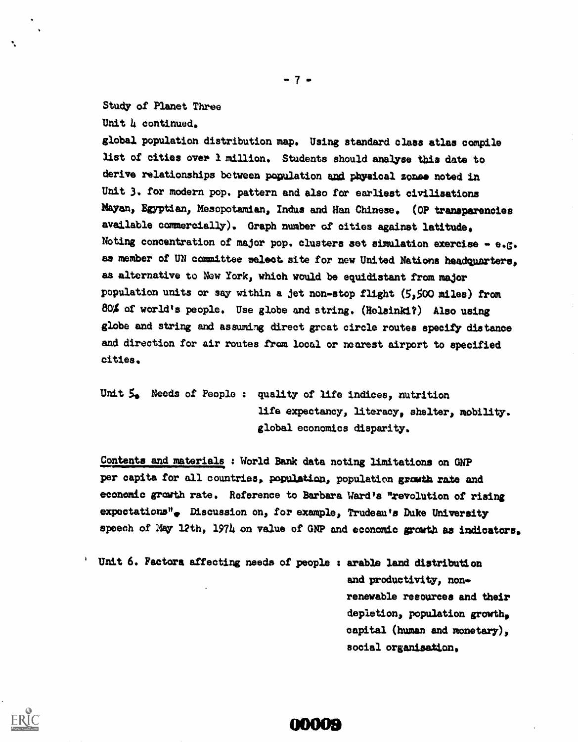Study of Planet Three

Unit 4 continued.

global population distribution map. Using standard class atlas compile list of cities over 1 million. Students should analyse this date to derive relationships between population and physical zones noted in Unit 3. for modern pop. pattern and also for earliest civilisations Mayan, Egyptian, Mesopotamian, Indus and Han Chinese. (OP transparencies available commercially). Graph number of cities against latitude. Noting concentration of major pop. clusters set simulation exercise - e.g. as member of UN committee select site for new United Nations headquarters, as alternative to New York, which would be equidistant from major population units or say within a jet non-stop flight (5,500 miles) from 80% of world's people. Use globe and string. (Helsinki?) Also using globe and string and assuming direct great circle routes specify distance and direction for air routes from local or nearest airport to specified cities.

Unit 5. Needs of People : quality of life indices, nutrition life expectancy, literacy, shelter, mobility. global economics disparity.

Contents and materials : World Bank data noting limitations on GNP per capita for all countries, population, population growth rate and economic growth rate. Reference to Barbara Ward's "revolution of rising expectations". Discussion on, for example, Trudeau's Duke University speech of May 12th, 1974 on value of GNP and economic growth as indicators.

Unit 6. Factors affecting needs of people : arable land distribution and productivity, non-renewable resources and their depletion, population growth, capital (human and monetary), social organisation.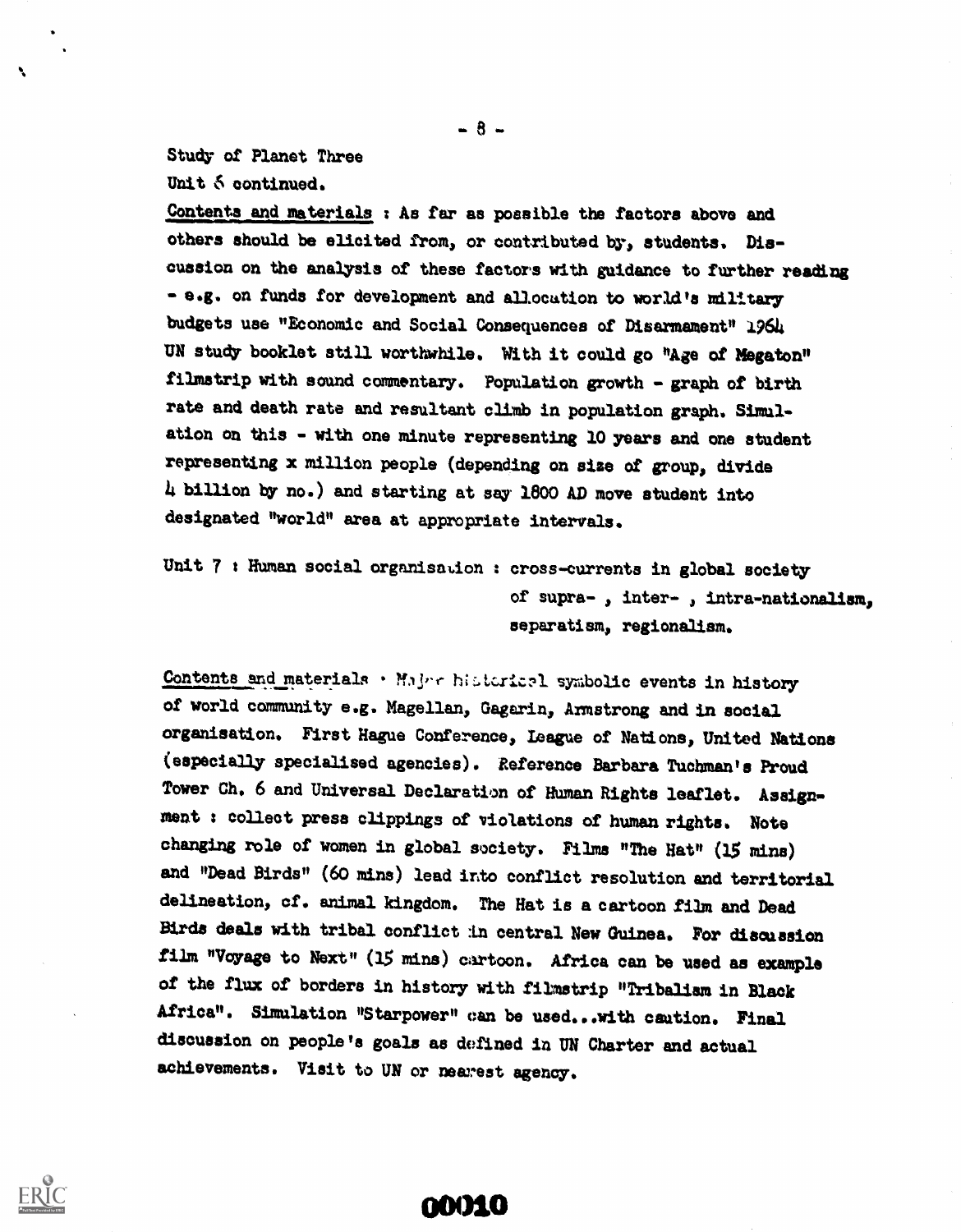Study of Planet Three

Unit 6 continued.

Contents and materials : As far as possible the factors above and others should be elicited from, or contributed by, students. Discussion on the analysis of these factors with guidance to further reading - e.g. on funds for development and allocation to world's military budgets use "Economic and Social Consequences of Disarmament" 1964 UN study booklet still worthwhile. With it could go "Age of Megaton" filmstrip with sound commentary. Population growth - graph of birth rate and death rate and resultant climb in population graph. Simulation on this - with one minute representing 10 years and one student representing x million people (depending on size of group, divide 4 billion by no.) and starting at say 1800 AD move student into designated "world" area at appropriate intervals.

Unit 7 : Human social organisation : cross-currents in global society of supra- , inter- , intra-nationalism, separatism, regionalism.

Contents and materials : Major historical symbolic events in history of world community e.g. Magellan, Gagarin, Armstrong and in social organisation. First Hague Conference, League of Nations, United Nations (especially specialised agencies). Reference Barbara Tuchman's Proud Tower Ch. 6 and Universal Declaration of Human Rights leaflet. Assignment : collect press clippings of violations of human rights. Note changing role of women in global society. Films "The Hat" (15 mins) and "Dead Birds" (60 mins) lead into conflict resolution and territorial delineation, cf. animal kingdom. The Hat is a cartoon film and Dead Birds deals with tribal conflict in central New Guinea. For discussion film "Voyage to Next" (15 mins) cartoon. Africa can be used as example of the flux of borders in history with filmstrip "Tribalism in Black Africa". Simulation "Starpower" can be used...with caution. Final discussion on people's goals as defined in UN Charter and actual achievements. Visit to UN or nearest agency.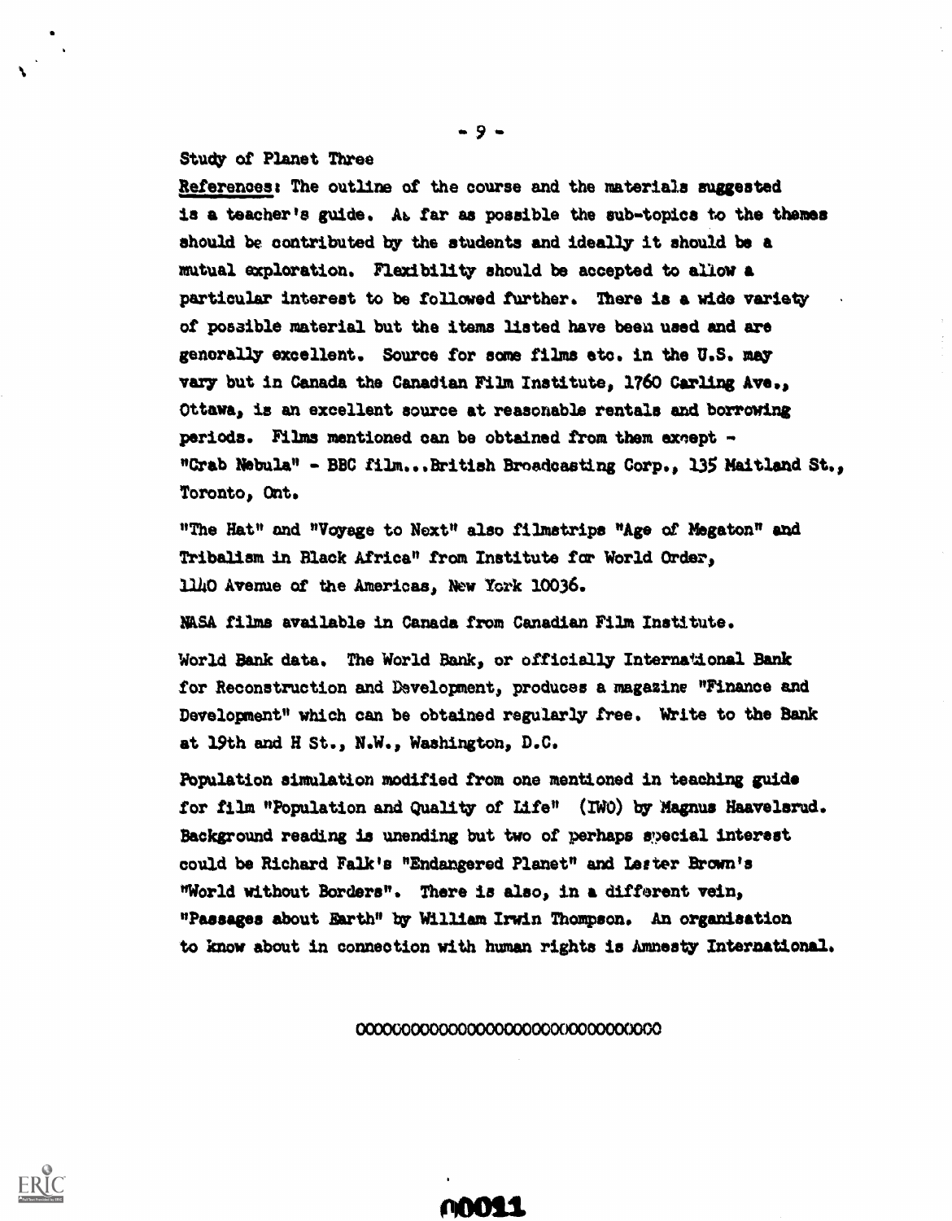Study of Planet Three

References: The outline of the course and the materials suggested is a teacher's guide. As far as possible the sub-topics to the themes should be contributed by the students and ideally it should be a mutual exploration. Flexibility should be accepted to allow a particular interest to be followed further. There is a wide variety of possible material but the items listed have been used and are generally excellent. Source for some films etc. in the U.S. may vary but in Canada the Canadian Film Institute, 1760 Carling Ave., Ottawa, is an excellent source at reasonable rentals and borrowing periods. Films mentioned can be obtained from them except - "Crab Nebula" - BBC film...British Broadcasting Corp., 135 Maitland St., Toronto, Ont.

"The Hat" and "Voyage to Next" also filmstrips "Age of Megaton" and Tribalism in Black Africa" from Institute for World Order, 1140 Avenue of the Americas, New York 10036.

NASA films available in Canada from Canadian Film Institute.

World Bank data. The World Bank, or officially International Bank for Reconstruction and Development, produces a magazine "Finance and Development" which can be obtained regularly free. Write to the Bank at 19th and H St., N.W., Washington, D.C.

Population simulation modified from one mentioned in teaching guide for film "Population and Quality of Life" (IWO) by Magnus Haavelsrud. Background reading is unending but two of perhaps special interest could be Richard Falk's "Endangered Planet" and Lester Brown's "World without Borders". There is also, in a different vein, "Passages about Earth" by William Irwin Thompson. An organisation to know about in connection with human rights is Amnesty International.

oooooooooooooooooooooooooooooooo